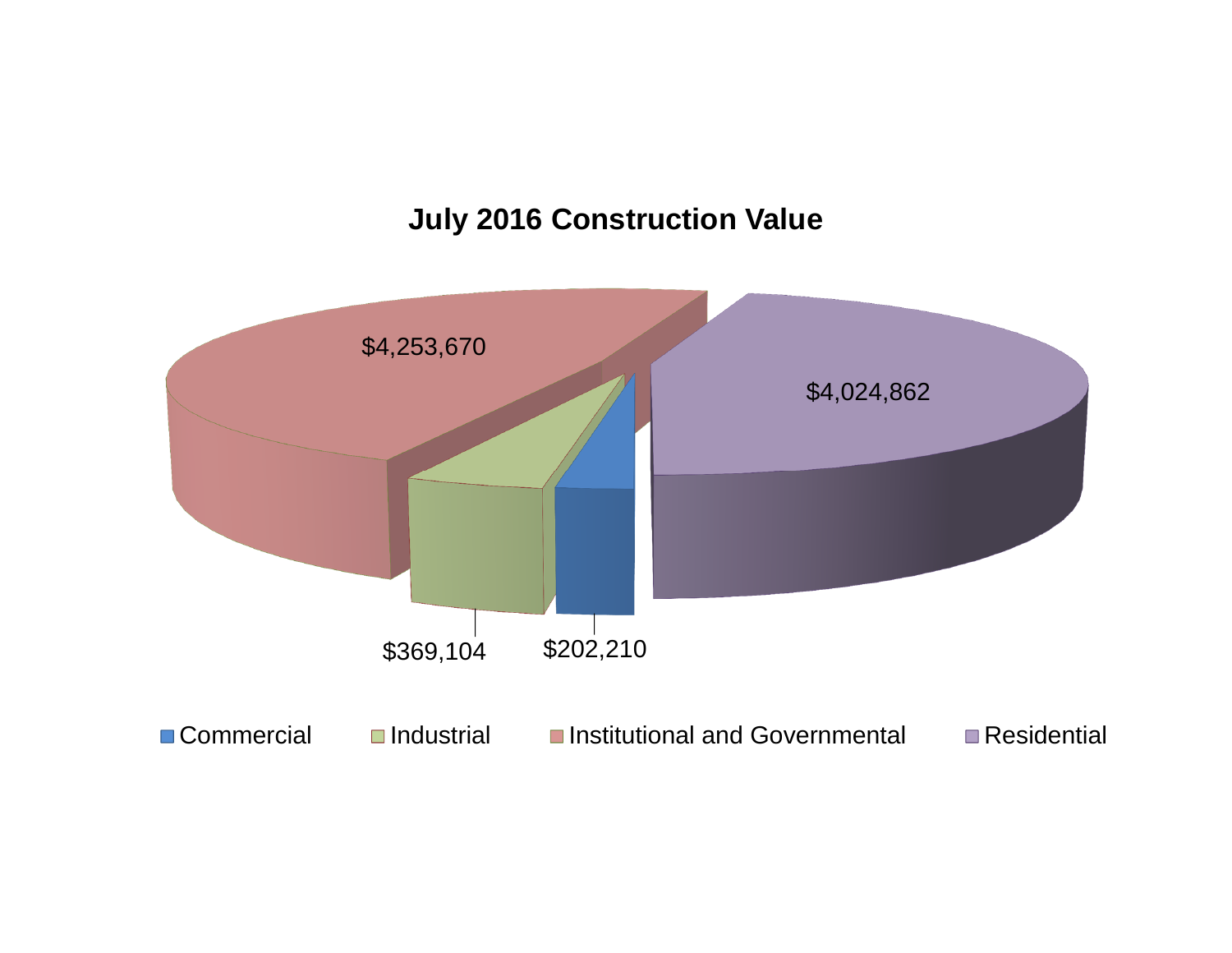## July 2016 Construction Value

| Category | Value |
| --- | --- |
| Commercial | $202,210 |
| Industrial | $369,104 |
| Institutional and Governmental | $4,253,670 |
| Residential | $4,024,862 |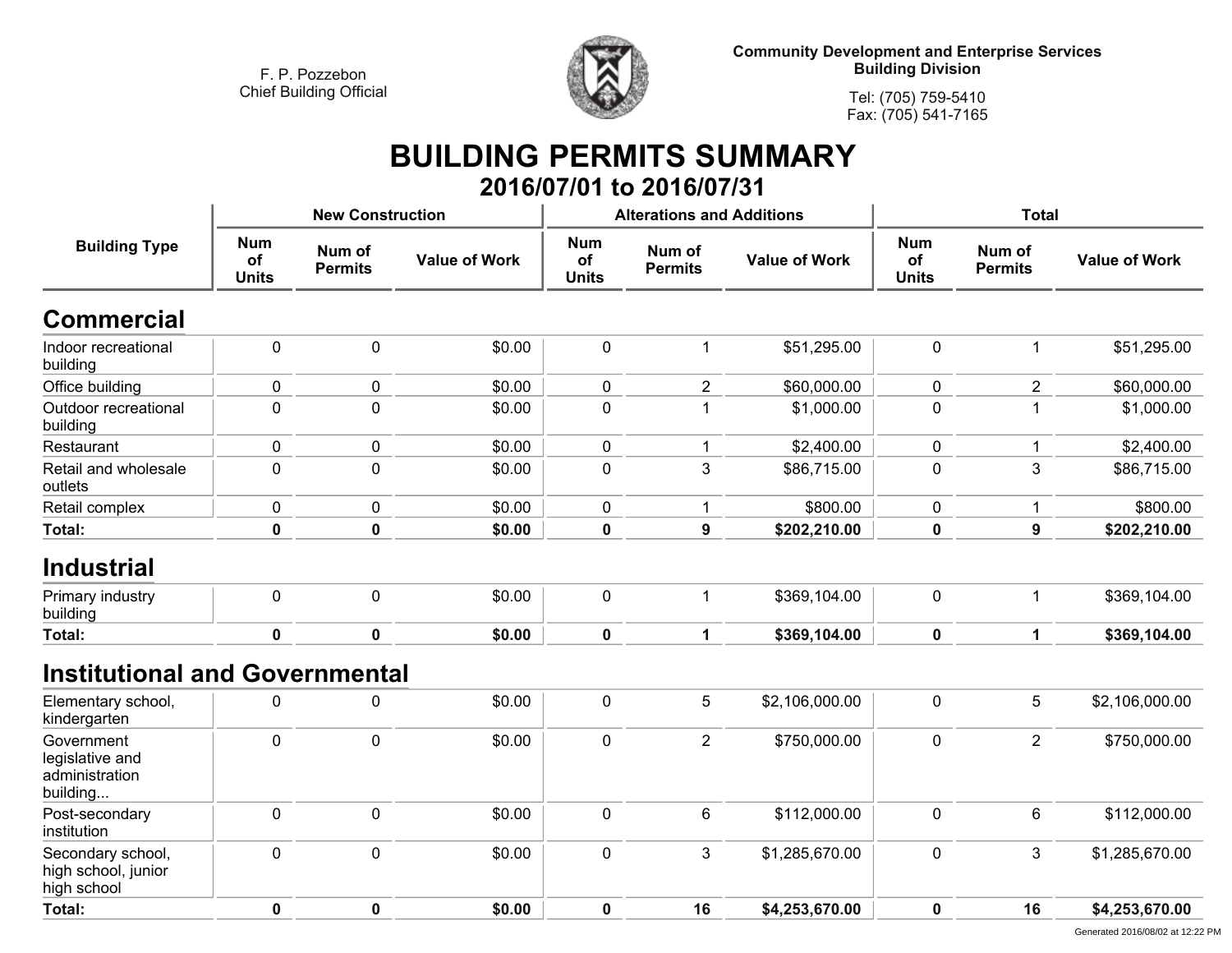F. P. Pozzebon
Chief Building Official

**Community Development and Enterprise Services**
**Building Division**

Tel: (705) 759-5410
Fax: (705) 541-7165

# BUILDING PERMITS SUMMARY

## 2016/07/01 to 2016/07/31

| Building Type | New Construction | | | Alterations and Additions | | | Total | | |
|---|---|---|---|---|---|---|---|---|---|
| | Num of Units | Num of Permits | Value of Work | Num of Units | Num of Permits | Value of Work | Num of Units | Num of Permits | Value of Work |
| **Commercial** | | | | | | | | | |
| Indoor recreational building | 0 | 0 | $0.00 | 0 | 1 | $51,295.00 | 0 | 1 | $51,295.00 |
| Office building | 0 | 0 | $0.00 | 0 | 2 | $60,000.00 | 0 | 2 | $60,000.00 |
| Outdoor recreational building | 0 | 0 | $0.00 | 0 | 1 | $1,000.00 | 0 | 1 | $1,000.00 |
| Restaurant | 0 | 0 | $0.00 | 0 | 1 | $2,400.00 | 0 | 1 | $2,400.00 |
| Retail and wholesale outlets | 0 | 0 | $0.00 | 0 | 3 | $86,715.00 | 0 | 3 | $86,715.00 |
| Retail complex | 0 | 0 | $0.00 | 0 | 1 | $800.00 | 0 | 1 | $800.00 |
| **Total:** | **0** | **0** | **$0.00** | **0** | **9** | **$202,210.00** | **0** | **9** | **$202,210.00** |
| **Industrial** | | | | | | | | | |
| Primary industry building | 0 | 0 | $0.00 | 0 | 1 | $369,104.00 | 0 | 1 | $369,104.00 |
| **Total:** | **0** | **0** | **$0.00** | **0** | **1** | **$369,104.00** | **0** | **1** | **$369,104.00** |
| **Institutional and Governmental** | | | | | | | | | |
| Elementary school, kindergarten | 0 | 0 | $0.00 | 0 | 5 | $2,106,000.00 | 0 | 5 | $2,106,000.00 |
| Government legislative and administration building... | 0 | 0 | $0.00 | 0 | 2 | $750,000.00 | 0 | 2 | $750,000.00 |
| Post-secondary institution | 0 | 0 | $0.00 | 0 | 6 | $112,000.00 | 0 | 6 | $112,000.00 |
| Secondary school, high school, junior high school | 0 | 0 | $0.00 | 0 | 3 | $1,285,670.00 | 0 | 3 | $1,285,670.00 |
| **Total:** | **0** | **0** | **$0.00** | **0** | **16** | **$4,253,670.00** | **0** | **16** | **$4,253,670.00** |

Generated 2016/08/02 at 12:22 PM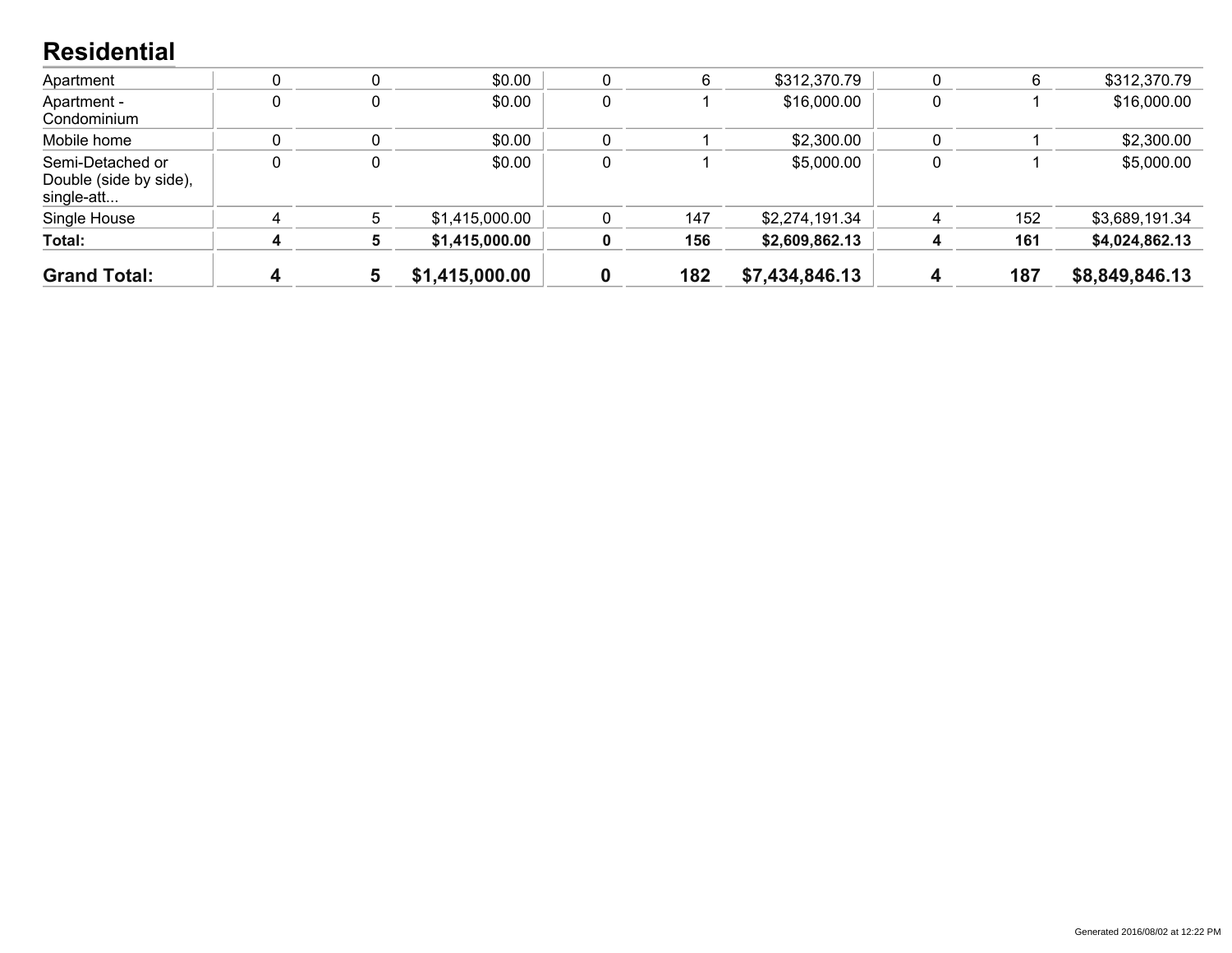## Residential

| | | | | | | | | | |
|---|---|---|---|---|---|---|---|---|---|
| Apartment | 0 | 0 | $0.00 | 0 | 6 | $312,370.79 | 0 | 6 | $312,370.79 |
| Apartment - Condominium | 0 | 0 | $0.00 | 0 | 1 | $16,000.00 | 0 | 1 | $16,000.00 |
| Mobile home | 0 | 0 | $0.00 | 0 | 1 | $2,300.00 | 0 | 1 | $2,300.00 |
| Semi-Detached or Double (side by side), single-att... | 0 | 0 | $0.00 | 0 | 1 | $5,000.00 | 0 | 1 | $5,000.00 |
| Single House | 4 | 5 | $1,415,000.00 | 0 | 147 | $2,274,191.34 | 4 | 152 | $3,689,191.34 |
| **Total:** | **4** | **5** | **$1,415,000.00** | **0** | **156** | **$2,609,862.13** | **4** | **161** | **$4,024,862.13** |
| **Grand Total:** | **4** | **5** | **$1,415,000.00** | **0** | **182** | **$7,434,846.13** | **4** | **187** | **$8,849,846.13** |

Generated 2016/08/02 at 12:22 PM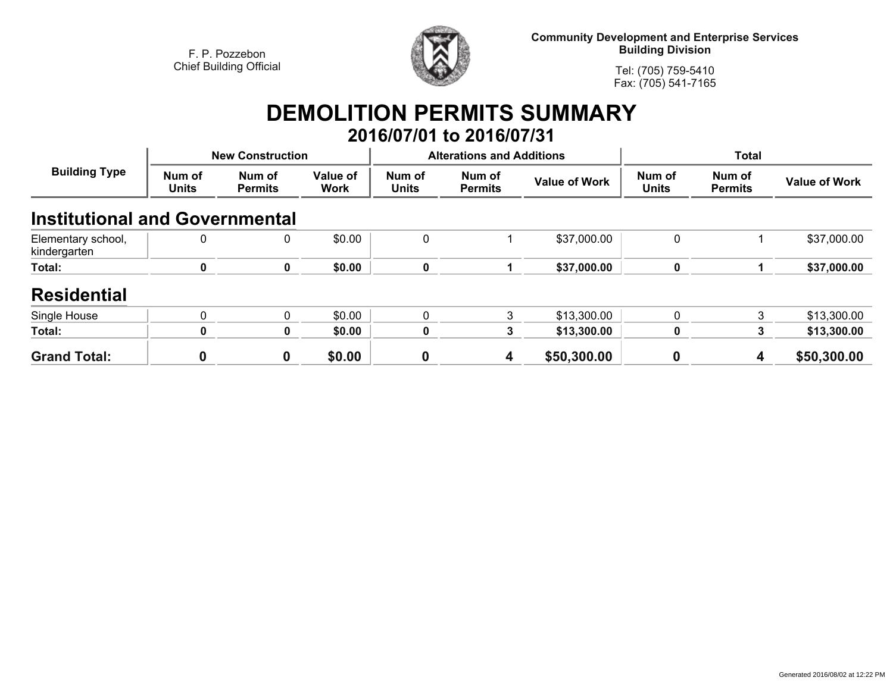F. P. Pozzebon
Chief Building Official

**Community Development and Enterprise Services**
**Building Division**

Tel: (705) 759-5410
Fax: (705) 541-7165

# DEMOLITION PERMITS SUMMARY

## 2016/07/01 to 2016/07/31

| Building Type | New Construction | | | Alterations and Additions | | | Total | | |
|---|---|---|---|---|---|---|---|---|---|
| | Num of Units | Num of Permits | Value of Work | Num of Units | Num of Permits | Value of Work | Num of Units | Num of Permits | Value of Work |
| **Institutional and Governmental** | | | | | | | | | |
| Elementary school, kindergarten | 0 | 0 | $0.00 | 0 | 1 | $37,000.00 | 0 | 1 | $37,000.00 |
| **Total:** | **0** | **0** | **$0.00** | **0** | **1** | **$37,000.00** | **0** | **1** | **$37,000.00** |
| **Residential** | | | | | | | | | |
| Single House | 0 | 0 | $0.00 | 0 | 3 | $13,300.00 | 0 | 3 | $13,300.00 |
| **Total:** | **0** | **0** | **$0.00** | **0** | **3** | **$13,300.00** | **0** | **3** | **$13,300.00** |
| **Grand Total:** | **0** | **0** | **$0.00** | **0** | **4** | **$50,300.00** | **0** | **4** | **$50,300.00** |

Generated 2016/08/02 at 12:22 PM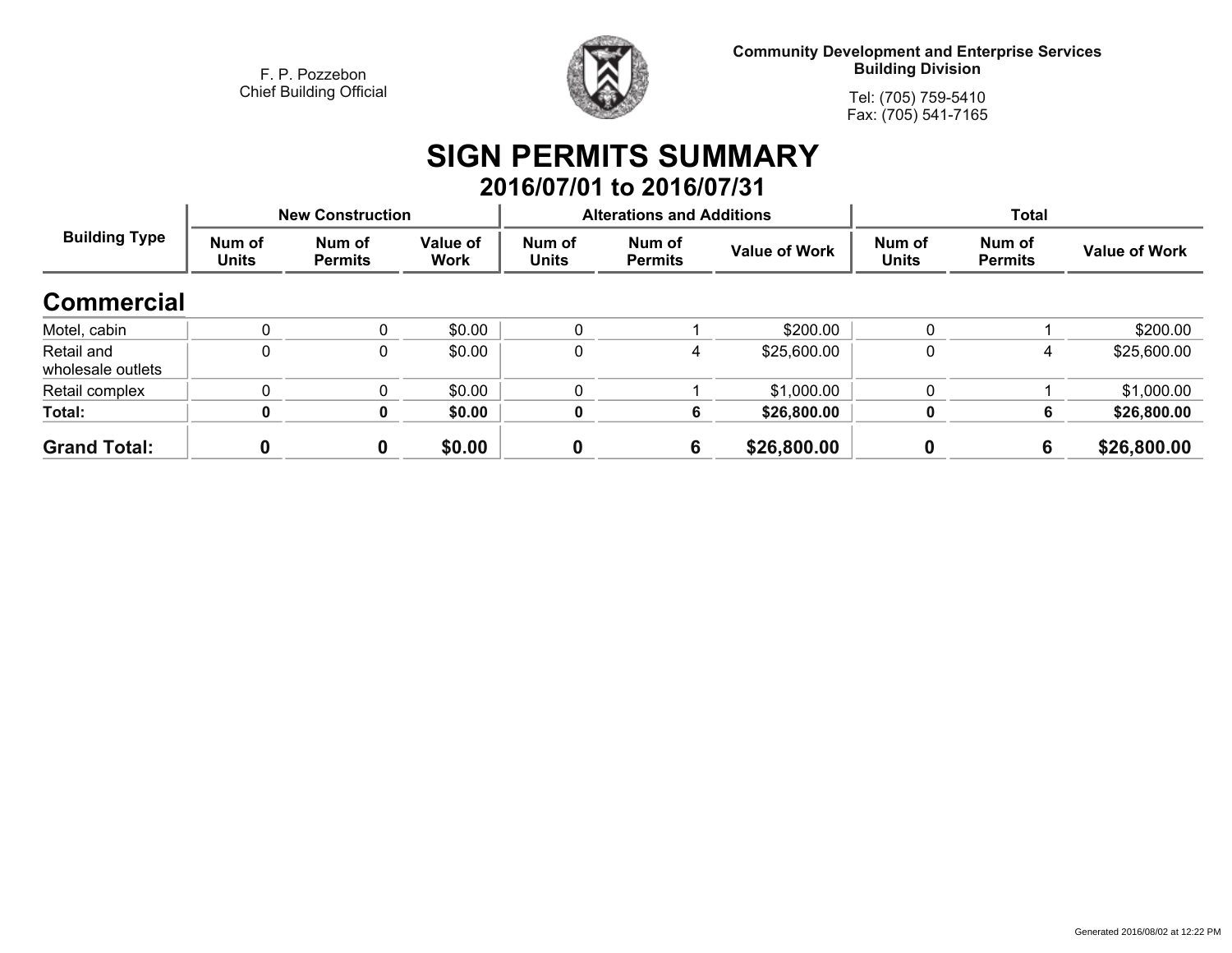F. P. Pozzebon
Chief Building Official

**Community Development and Enterprise Services**
**Building Division**

Tel: (705) 759-5410
Fax: (705) 541-7165

# SIGN PERMITS SUMMARY

## 2016/07/01 to 2016/07/31

| Building Type | New Construction | | | Alterations and Additions | | | Total | | |
|---|---|---|---|---|---|---|---|---|---|
| | Num of Units | Num of Permits | Value of Work | Num of Units | Num of Permits | Value of Work | Num of Units | Num of Permits | Value of Work |
| **Commercial** | | | | | | | | | |
| Motel, cabin | 0 | 0 | $0.00 | 0 | 1 | $200.00 | 0 | 1 | $200.00 |
| Retail and wholesale outlets | 0 | 0 | $0.00 | 0 | 4 | $25,600.00 | 0 | 4 | $25,600.00 |
| Retail complex | 0 | 0 | $0.00 | 0 | 1 | $1,000.00 | 0 | 1 | $1,000.00 |
| **Total:** | **0** | **0** | **$0.00** | **0** | **6** | **$26,800.00** | **0** | **6** | **$26,800.00** |
| **Grand Total:** | **0** | **0** | **$0.00** | **0** | **6** | **$26,800.00** | **0** | **6** | **$26,800.00** |

Generated 2016/08/02 at 12:22 PM